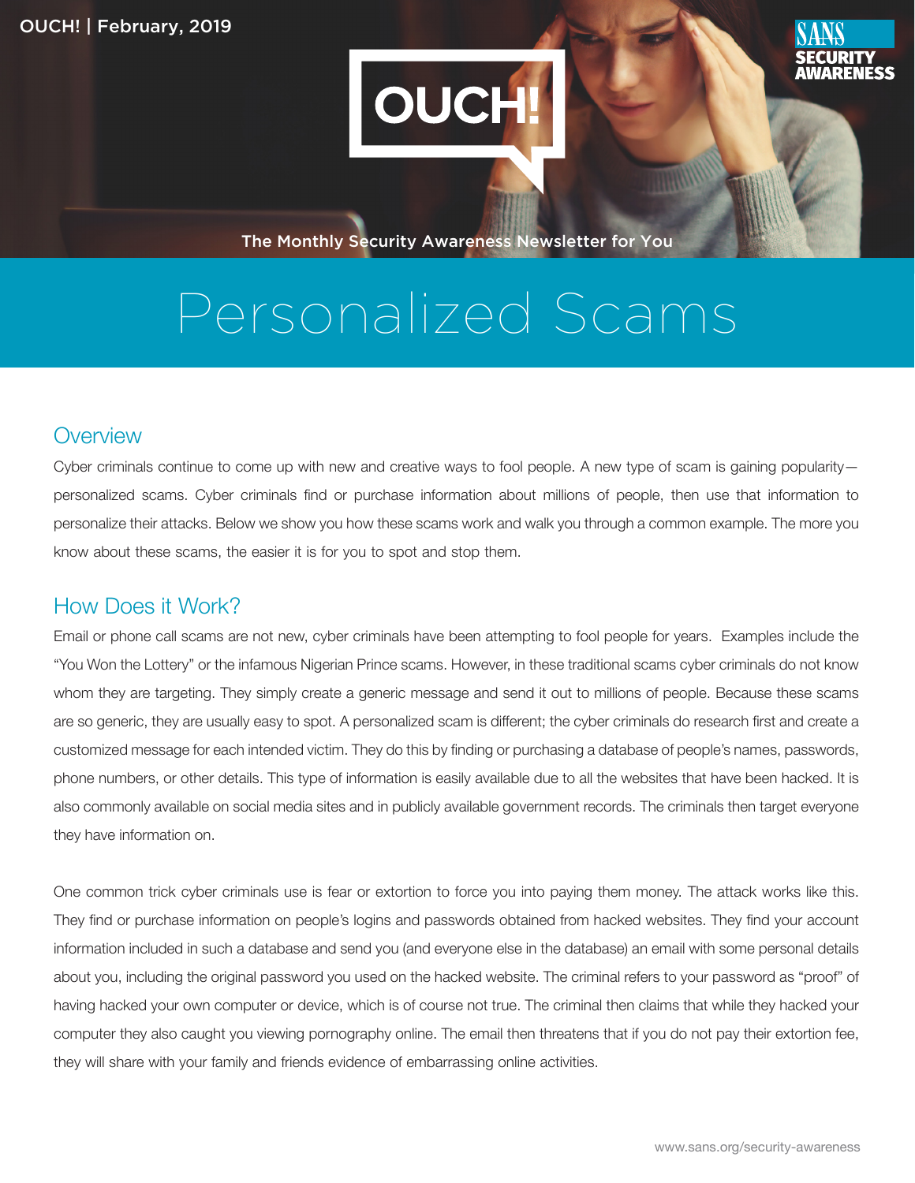# Personalized Scams

## Overview

Cyber criminals continue to come up with new and creative ways to fool people. A new type of scam is gaining popularity—personalized scams. Cyber criminals find or purchase information about millions of people, then use that information to personalize their attacks. Below we show you how these scams work and walk you through a common example. The more you know about these scams, the easier it is for you to spot and stop them.

## How Does it Work?

Email or phone call scams are not new, cyber criminals have been attempting to fool people for years. Examples include the "You Won the Lottery" or the infamous Nigerian Prince scams. However, in these traditional scams cyber criminals do not know whom they are targeting. They simply create a generic message and send it out to millions of people. Because these scams are so generic, they are usually easy to spot. A personalized scam is different; the cyber criminals do research first and create a customized message for each intended victim. They do this by finding or purchasing a database of people's names, passwords, phone numbers, or other details. This type of information is easily available due to all the websites that have been hacked. It is also commonly available on social media sites and in publicly available government records. The criminals then target everyone they have information on.

One common trick cyber criminals use is fear or extortion to force you into paying them money. The attack works like this. They find or purchase information on people's logins and passwords obtained from hacked websites. They find your account information included in such a database and send you (and everyone else in the database) an email with some personal details about you, including the original password you used on the hacked website. The criminal refers to your password as "proof" of having hacked your own computer or device, which is of course not true. The criminal then claims that while they hacked your computer they also caught you viewing pornography online. The email then threatens that if you do not pay their extortion fee, they will share with your family and friends evidence of embarrassing online activities.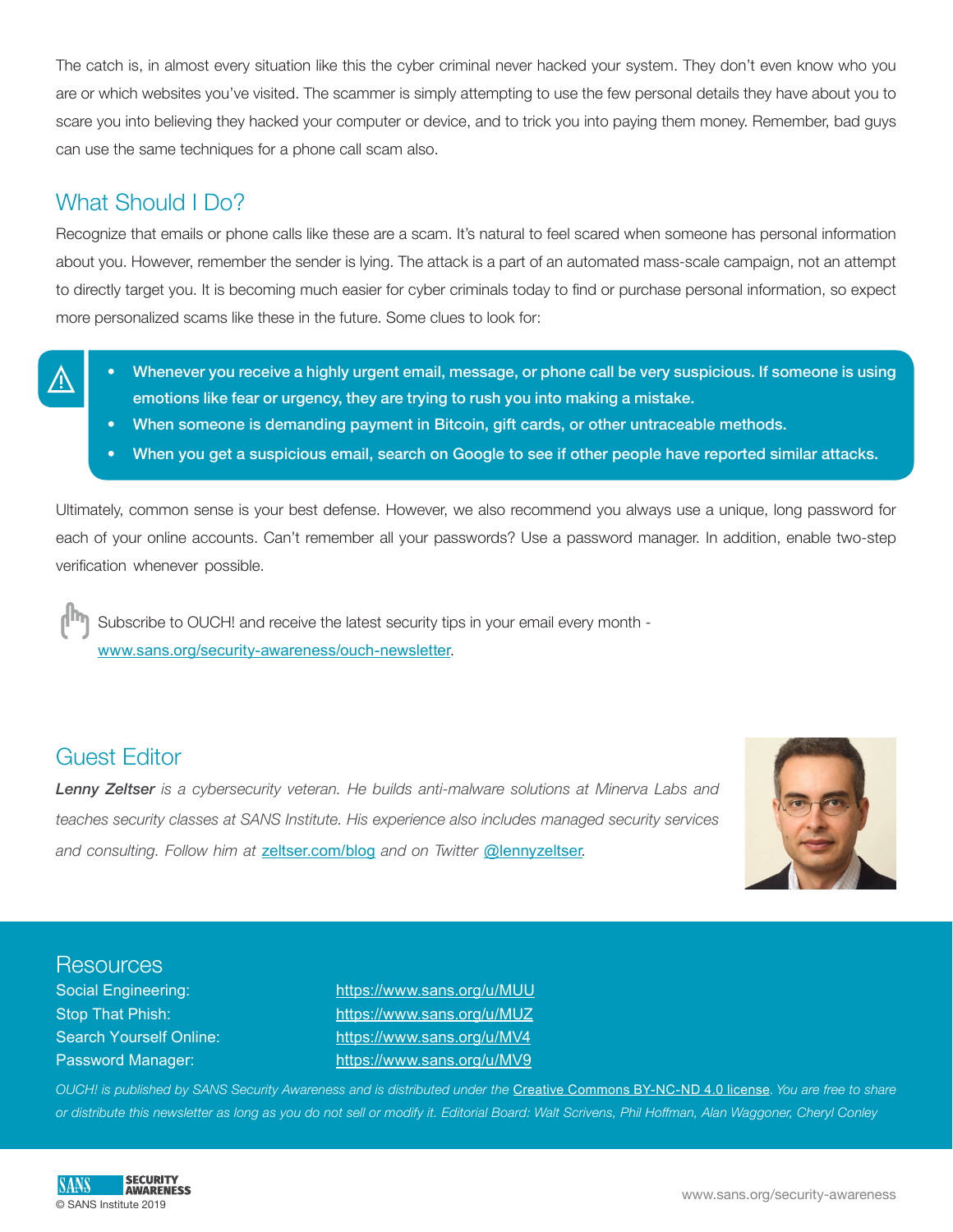The catch is, in almost every situation like this the cyber criminal never hacked your system. They don't even know who you are or which websites you've visited. The scammer is simply attempting to use the few personal details they have about you to scare you into believing they hacked your computer or device, and to trick you into paying them money. Remember, bad guys can use the same techniques for a phone call scam also.

## What Should I Do?

Recognize that emails or phone calls like these are a scam. It's natural to feel scared when someone has personal information about you. However, remember the sender is lying. The attack is a part of an automated mass-scale campaign, not an attempt to directly target you. It is becoming much easier for cyber criminals today to find or purchase personal information, so expect more personalized scams like these in the future. Some clues to look for:

- **Whenever you receive a highly urgent email, message, or phone call be very suspicious. If someone is using emotions like fear or urgency, they are trying to rush you into making a mistake.**
- **When someone is demanding payment in Bitcoin, gift cards, or other untraceable methods.**
- **When you get a suspicious email, search on Google to see if other people have reported similar attacks.**

Ultimately, common sense is your best defense. However, we also recommend you always use a unique, long password for each of your online accounts. Can't remember all your passwords? Use a password manager. In addition, enable two-step verification whenever possible.

Subscribe to OUCH! and receive the latest security tips in your email every month - www.sans.org/security-awareness/ouch-newsletter.

## Guest Editor

***Lenny Zeltser*** *is a cybersecurity veteran. He builds anti-malware solutions at Minerva Labs and teaches security classes at SANS Institute. His experience also includes managed security services and consulting. Follow him at zeltser.com/blog and on Twitter @lennyzeltser.*

## Resources

| | |
|---|---|
| Social Engineering: | https://www.sans.org/u/MUU |
| Stop That Phish: | https://www.sans.org/u/MUZ |
| Search Yourself Online: | https://www.sans.org/u/MV4 |
| Password Manager: | https://www.sans.org/u/MV9 |

*OUCH! is published by SANS Security Awareness and is distributed under the Creative Commons BY-NC-ND 4.0 license. You are free to share or distribute this newsletter as long as you do not sell or modify it. Editorial Board: Walt Scrivens, Phil Hoffman, Alan Waggoner, Cheryl Conley*

© SANS Institute 2019